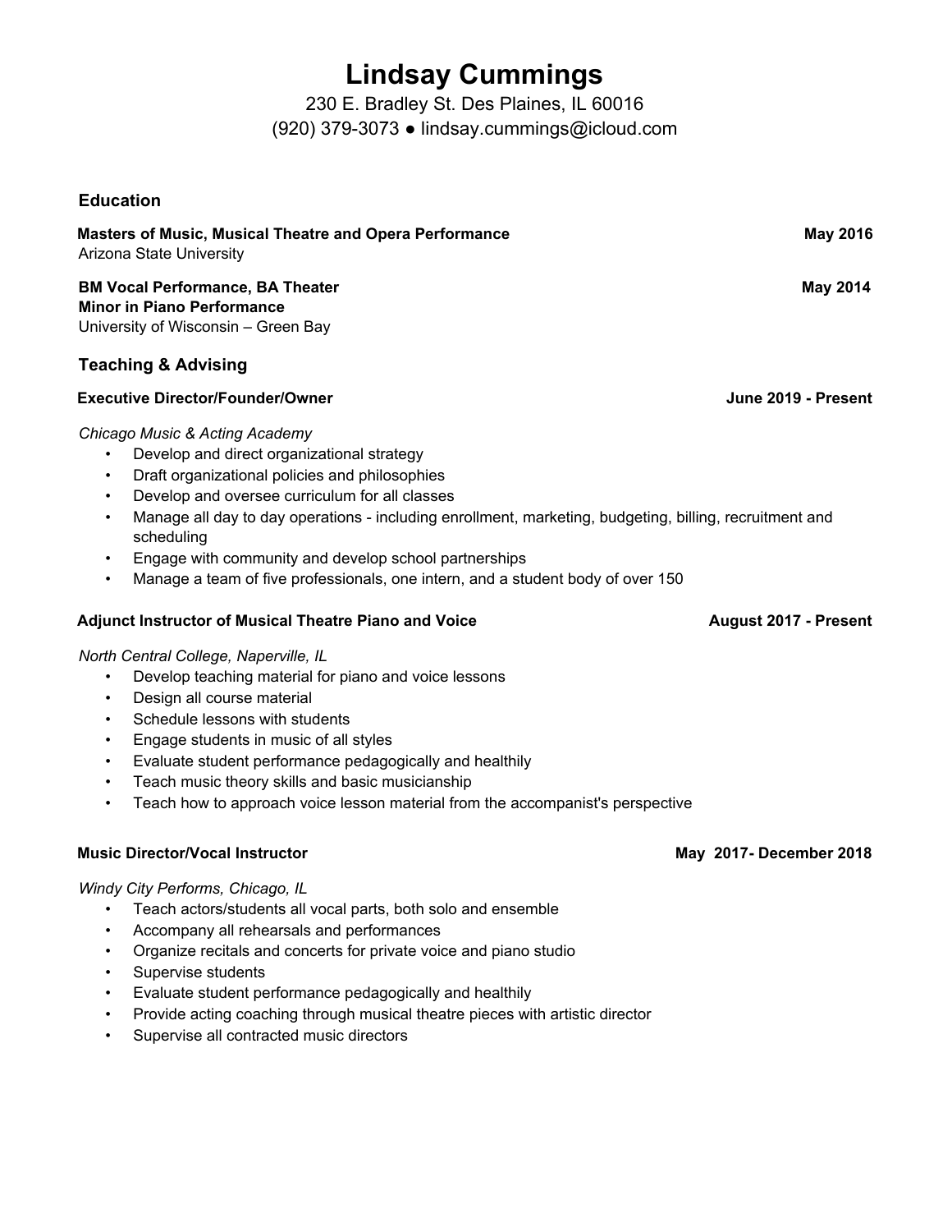# Lindsay Cummings

230 E. Bradley St. Des Plaines, IL 60016
(920) 379-3073 ● lindsay.cummings@icloud.com

## Education

**Masters of Music, Musical Theatre and Opera Performance** **May 2016**
Arizona State University

**BM Vocal Performance, BA Theater** **May 2014**
**Minor in Piano Performance**
University of Wisconsin – Green Bay

## Teaching & Advising

**Executive Director/Founder/Owner** **June 2019 - Present**

*Chicago Music & Acting Academy*

- Develop and direct organizational strategy
- Draft organizational policies and philosophies
- Develop and oversee curriculum for all classes
- Manage all day to day operations - including enrollment, marketing, budgeting, billing, recruitment and scheduling
- Engage with community and develop school partnerships
- Manage a team of five professionals, one intern, and a student body of over 150

**Adjunct Instructor of Musical Theatre Piano and Voice** **August 2017 - Present**

*North Central College, Naperville, IL*

- Develop teaching material for piano and voice lessons
- Design all course material
- Schedule lessons with students
- Engage students in music of all styles
- Evaluate student performance pedagogically and healthily
- Teach music theory skills and basic musicianship
- Teach how to approach voice lesson material from the accompanist's perspective

**Music Director/Vocal Instructor** **May 2017- December 2018**

*Windy City Performs, Chicago, IL*

- Teach actors/students all vocal parts, both solo and ensemble
- Accompany all rehearsals and performances
- Organize recitals and concerts for private voice and piano studio
- Supervise students
- Evaluate student performance pedagogically and healthily
- Provide acting coaching through musical theatre pieces with artistic director
- Supervise all contracted music directors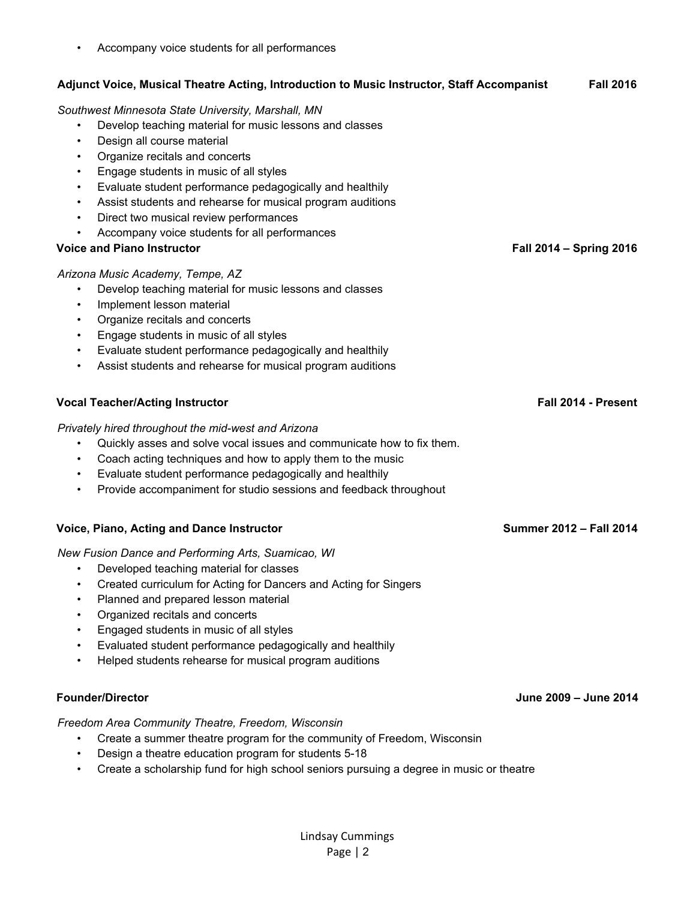- Accompany voice students for all performances

**Adjunct Voice, Musical Theatre Acting, Introduction to Music Instructor, Staff Accompanist** **Fall 2016**

*Southwest Minnesota State University, Marshall, MN*

- Develop teaching material for music lessons and classes
- Design all course material
- Organize recitals and concerts
- Engage students in music of all styles
- Evaluate student performance pedagogically and healthily
- Assist students and rehearse for musical program auditions
- Direct two musical review performances
- Accompany voice students for all performances

**Voice and Piano Instructor** **Fall 2014 – Spring 2016**

*Arizona Music Academy, Tempe, AZ*

- Develop teaching material for music lessons and classes
- Implement lesson material
- Organize recitals and concerts
- Engage students in music of all styles
- Evaluate student performance pedagogically and healthily
- Assist students and rehearse for musical program auditions

**Vocal Teacher/Acting Instructor** **Fall 2014 - Present**

*Privately hired throughout the mid-west and Arizona*

- Quickly asses and solve vocal issues and communicate how to fix them.
- Coach acting techniques and how to apply them to the music
- Evaluate student performance pedagogically and healthily
- Provide accompaniment for studio sessions and feedback throughout

**Voice, Piano, Acting and Dance Instructor** **Summer 2012 – Fall 2014**

*New Fusion Dance and Performing Arts, Suamicao, WI*

- Developed teaching material for classes
- Created curriculum for Acting for Dancers and Acting for Singers
- Planned and prepared lesson material
- Organized recitals and concerts
- Engaged students in music of all styles
- Evaluated student performance pedagogically and healthily
- Helped students rehearse for musical program auditions

**Founder/Director** **June 2009 – June 2014**

*Freedom Area Community Theatre, Freedom, Wisconsin*

- Create a summer theatre program for the community of Freedom, Wisconsin
- Design a theatre education program for students 5-18
- Create a scholarship fund for high school seniors pursuing a degree in music or theatre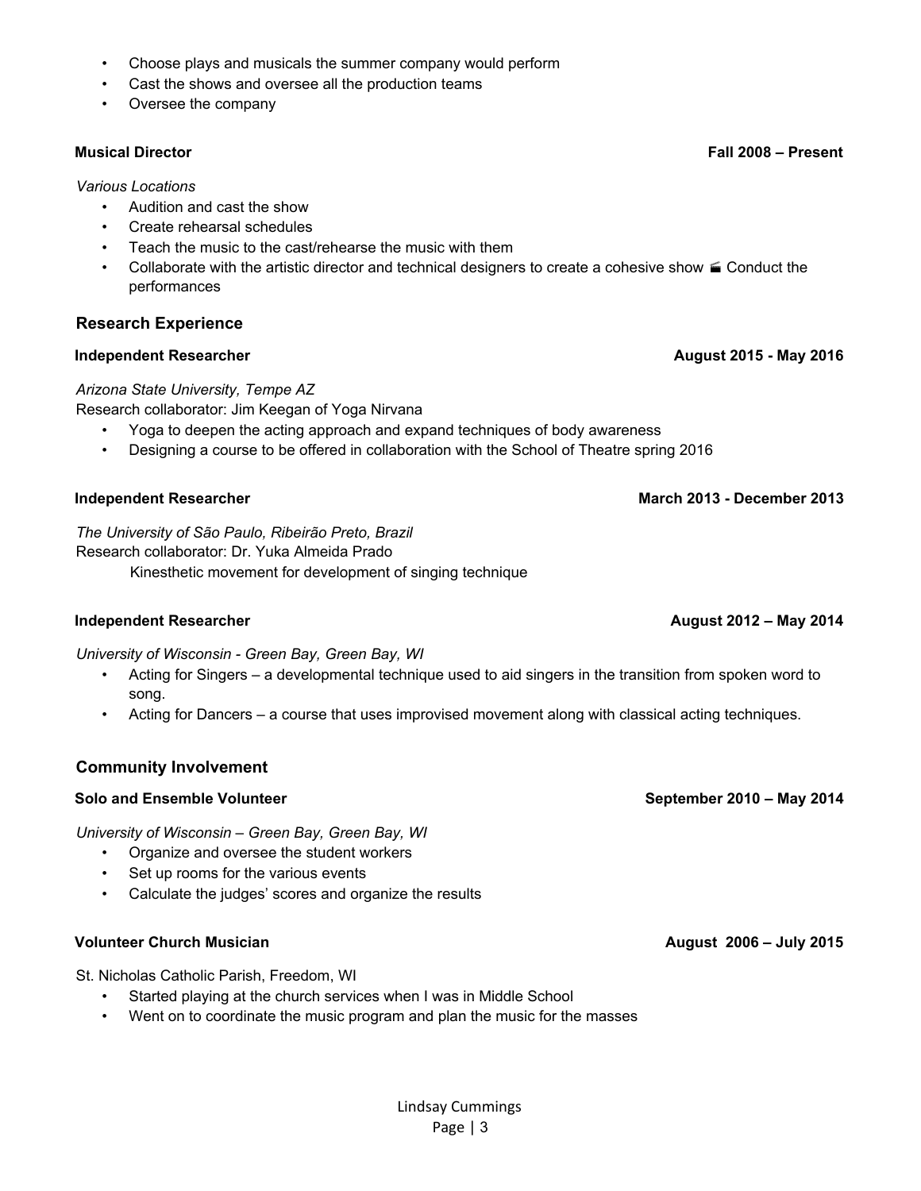- Choose plays and musicals the summer company would perform
- Cast the shows and oversee all the production teams
- Oversee the company

**Musical Director** **Fall 2008 – Present**

*Various Locations*

- Audition and cast the show
- Create rehearsal schedules
- Teach the music to the cast/rehearse the music with them
- Collaborate with the artistic director and technical designers to create a cohesive show  Conduct the performances

## Research Experience

**Independent Researcher** **August 2015 - May 2016**

*Arizona State University, Tempe AZ*
Research collaborator: Jim Keegan of Yoga Nirvana

- Yoga to deepen the acting approach and expand techniques of body awareness
- Designing a course to be offered in collaboration with the School of Theatre spring 2016

**Independent Researcher** **March 2013 - December 2013**

*The University of São Paulo, Ribeirão Preto, Brazil*
Research collaborator: Dr. Yuka Almeida Prado
Kinesthetic movement for development of singing technique

**Independent Researcher** **August 2012 – May 2014**

*University of Wisconsin - Green Bay, Green Bay, WI*

- Acting for Singers – a developmental technique used to aid singers in the transition from spoken word to song.
- Acting for Dancers – a course that uses improvised movement along with classical acting techniques.

## Community Involvement

**Solo and Ensemble Volunteer** **September 2010 – May 2014**

*University of Wisconsin – Green Bay, Green Bay, WI*

- Organize and oversee the student workers
- Set up rooms for the various events
- Calculate the judges' scores and organize the results

**Volunteer Church Musician** **August 2006 – July 2015**

St. Nicholas Catholic Parish, Freedom, WI

- Started playing at the church services when I was in Middle School
- Went on to coordinate the music program and plan the music for the masses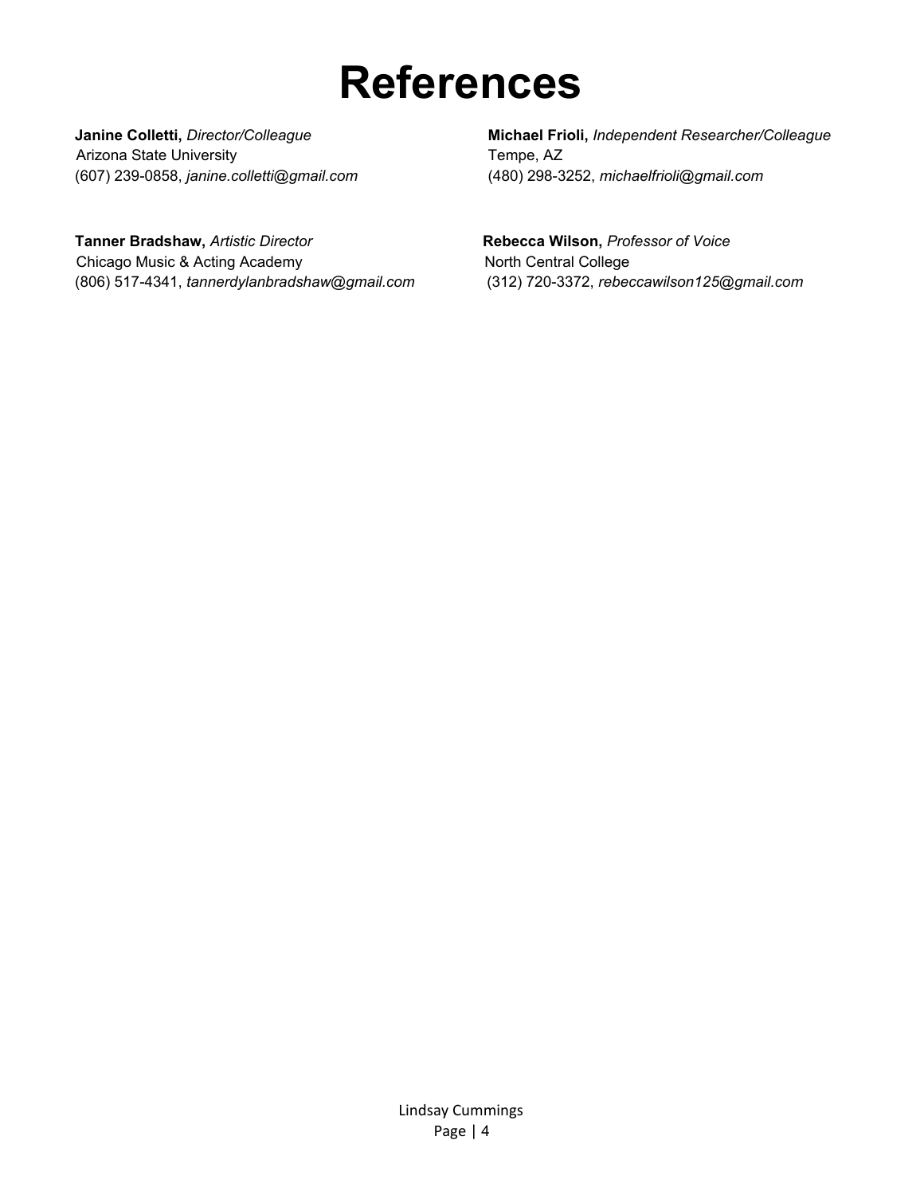# References

**Janine Colletti,** *Director/Colleague*
Arizona State University
(607) 239-0858, *janine.colletti@gmail.com*

**Michael Frioli,** *Independent Researcher/Colleague*
Tempe, AZ
(480) 298-3252, *michaelfrioli@gmail.com*

**Tanner Bradshaw,** *Artistic Director*
Chicago Music & Acting Academy
(806) 517-4341, *tannerdylanbradshaw@gmail.com*

**Rebecca Wilson,** *Professor of Voice*
North Central College
(312) 720-3372, *rebeccawilson125@gmail.com*